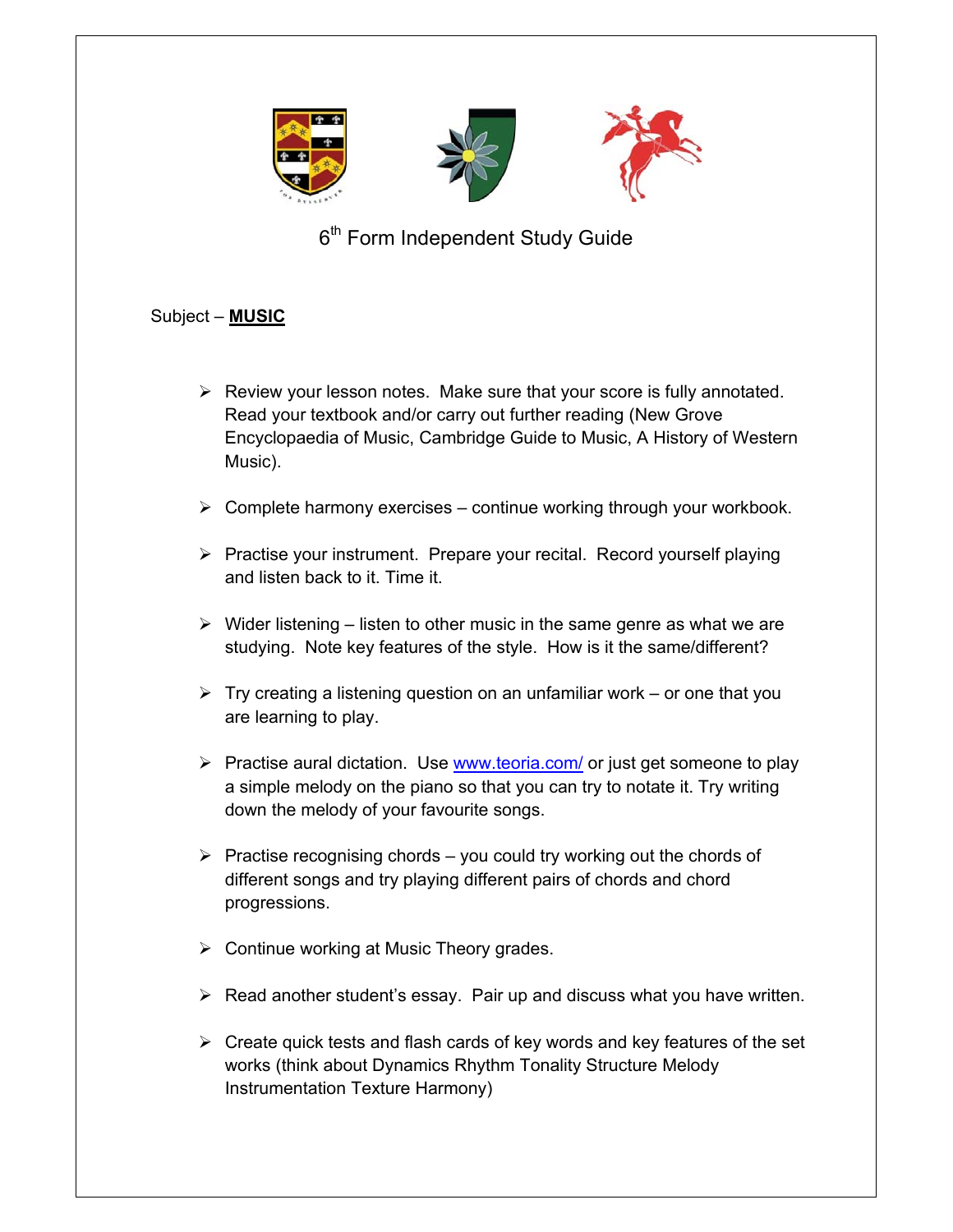# 6th Form Independent Study Guide

Subject – **MUSIC**

- Review your lesson notes. Make sure that your score is fully annotated. Read your textbook and/or carry out further reading (New Grove Encyclopaedia of Music, Cambridge Guide to Music, A History of Western Music).
- Complete harmony exercises – continue working through your workbook.
- Practise your instrument. Prepare your recital. Record yourself playing and listen back to it. Time it.
- Wider listening – listen to other music in the same genre as what we are studying. Note key features of the style. How is it the same/different?
- Try creating a listening question on an unfamiliar work – or one that you are learning to play.
- Practise aural dictation. Use [www.teoria.com/](http://www.teoria.com/) or just get someone to play a simple melody on the piano so that you can try to notate it. Try writing down the melody of your favourite songs.
- Practise recognising chords – you could try working out the chords of different songs and try playing different pairs of chords and chord progressions.
- Continue working at Music Theory grades.
- Read another student's essay. Pair up and discuss what you have written.
- Create quick tests and flash cards of key words and key features of the set works (think about Dynamics Rhythm Tonality Structure Melody Instrumentation Texture Harmony)